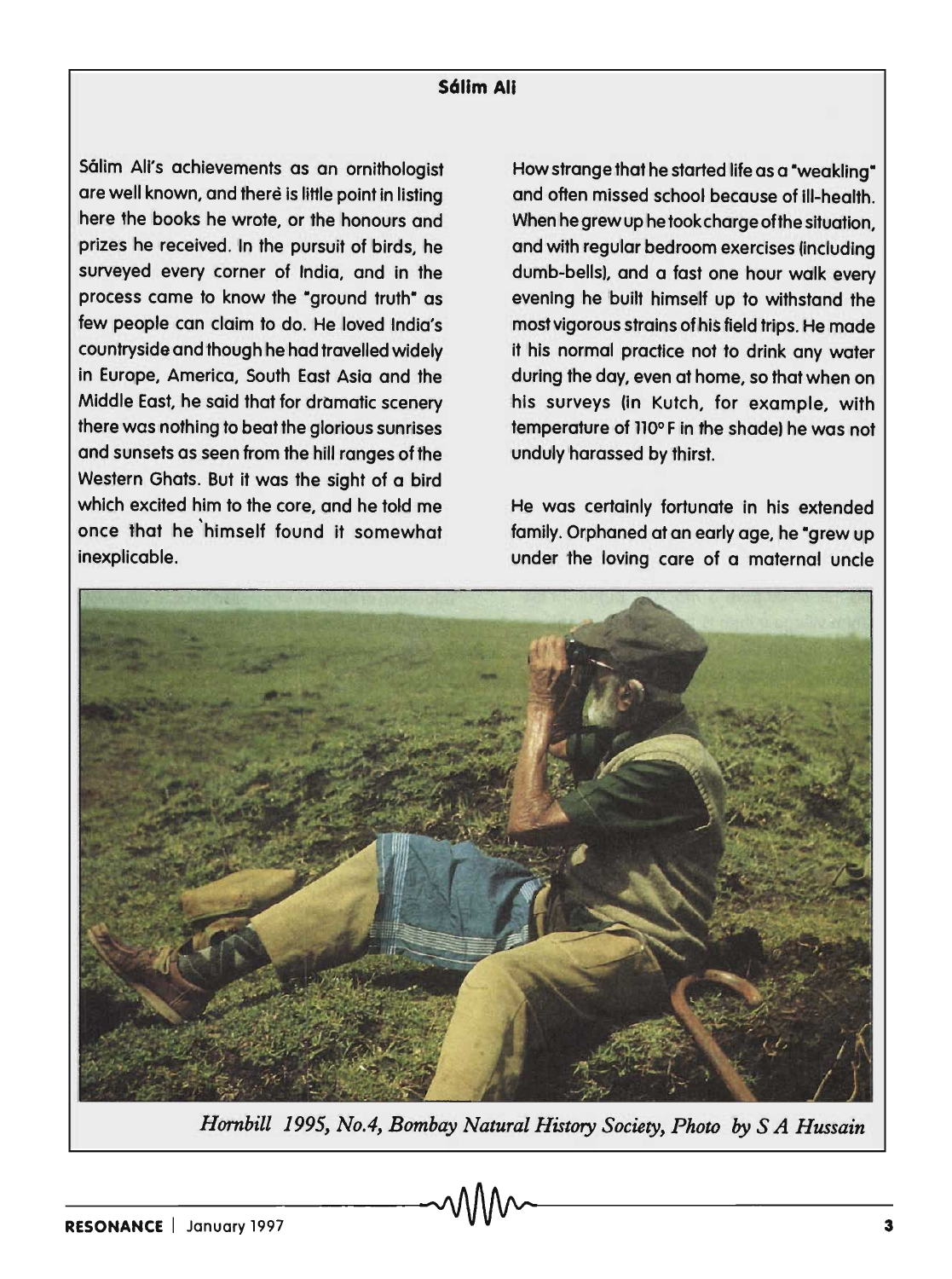# Sálim Ali

Sálim Ali's achievements as an ornithologist are well known, and there is little point in listing here the books he wrote, or the honours and prizes he received. In the pursuit of birds, he surveyed every corner of India, and in the process came to know the "ground truth" as few people can claim to do. He loved India's countryside and though he had travelled widely in Europe, America, South East Asia and the Middle East, he said that for dramatic scenery there was nothing to beat the glorious sunrises and sunsets as seen from the hill ranges of the Western Ghats. But it was the sight of a bird which excited him to the core, and he told me once that he himself found it somewhat inexplicable.

How strange that he started life as a "weakling" and often missed school because of ill-health. When he grew up he took charge of the situation, and with regular bedroom exercises (including dumb-bells), and a fast one hour walk every evening he built himself up to withstand the most vigorous strains of his field trips. He made it his normal practice not to drink any water during the day, even at home, so that when on his surveys (in Kutch, for example, with temperature of 110° F in the shade) he was not unduly harassed by thirst.

He was certainly fortunate in his extended family. Orphaned at an early age, he "grew up under the loving care of a maternal uncle

*Hornbill 1995, No.4, Bombay Natural History Society, Photo by S A Hussain*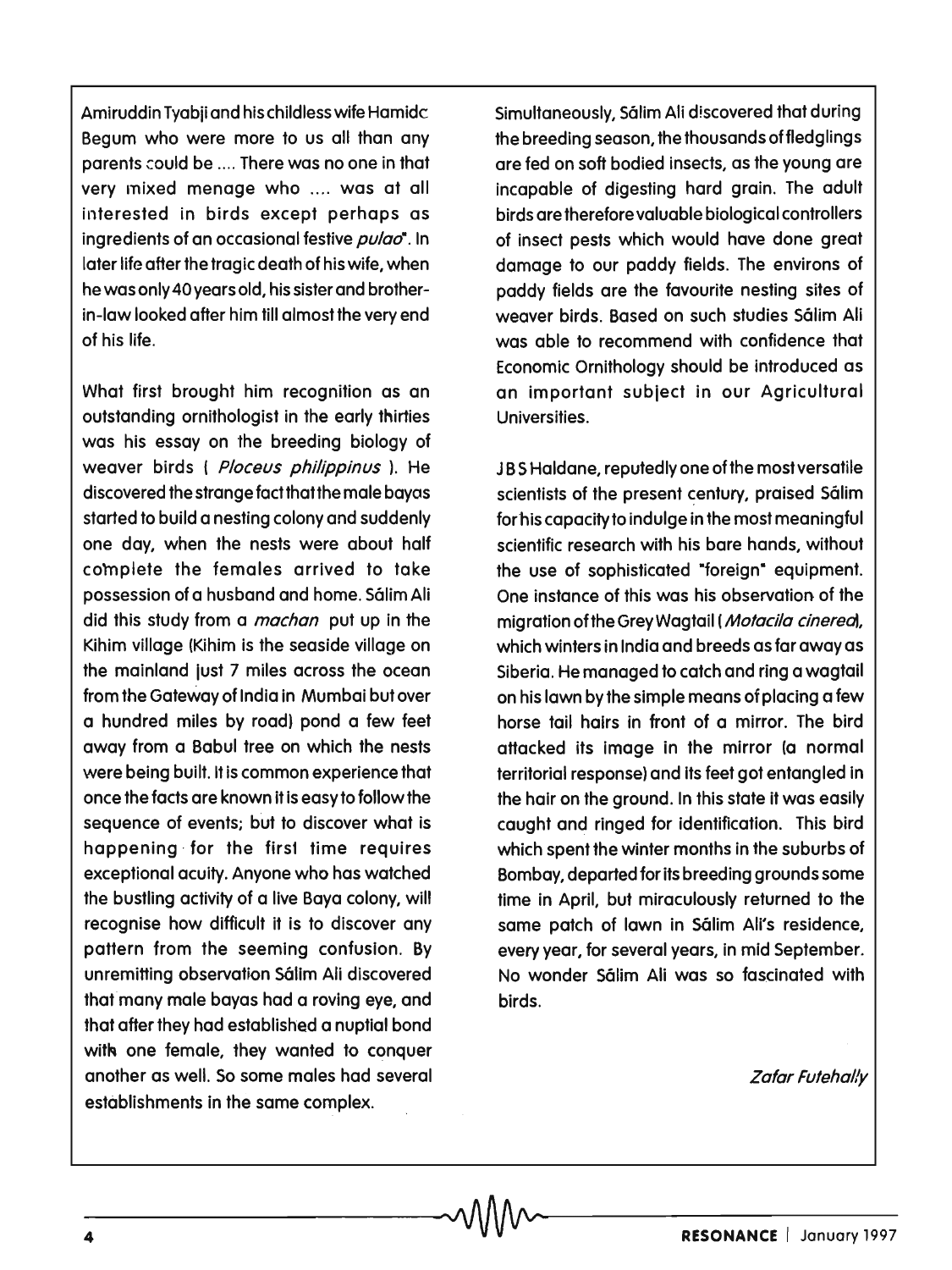Amiruddin Tyabji and his childless wife Hamida Begum who were more to us all than any parents could be .... There was no one in that very mixed menage who .... was at all interested in birds except perhaps as ingredients of an occasional festive *pulao*". In later life after the tragic death of his wife, when he was only 40 years old, his sister and brother-in-law looked after him till almost the very end of his life.

What first brought him recognition as an outstanding ornithologist in the early thirties was his essay on the breeding biology of weaver birds ( *Ploceus philippinus* ). He discovered the strange fact that the male bayas started to build a nesting colony and suddenly one day, when the nests were about half complete the females arrived to take possession of a husband and home. Sálim Ali did this study from a *machan* put up in the Kihim village (Kihim is the seaside village on the mainland just 7 miles across the ocean from the Gateway of India in Mumbai but over a hundred miles by road) pond a few feet away from a Babul tree on which the nests were being built. It is common experience that once the facts are known it is easy to follow the sequence of events; but to discover what is happening for the first time requires exceptional acuity. Anyone who has watched the bustling activity of a live Baya colony, will recognise how difficult it is to discover any pattern from the seeming confusion. By unremitting observation Sálim Ali discovered that many male bayas had a roving eye, and that after they had established a nuptial bond with one female, they wanted to conquer another as well. So some males had several establishments in the same complex.

Simultaneously, Sálim Ali discovered that during the breeding season, the thousands of fledglings are fed on soft bodied insects, as the young are incapable of digesting hard grain. The adult birds are therefore valuable biological controllers of insect pests which would have done great damage to our paddy fields. The environs of paddy fields are the favourite nesting sites of weaver birds. Based on such studies Sálim Ali was able to recommend with confidence that Economic Ornithology should be introduced as an important subject in our Agricultural Universities.

J B S Haldane, reputedly one of the most versatile scientists of the present century, praised Sálim for his capacity to indulge in the most meaningful scientific research with his bare hands, without the use of sophisticated "foreign" equipment. One instance of this was his observation of the migration of the Grey Wagtail ( *Motacila cinerea*), which winters in India and breeds as far away as Siberia. He managed to catch and ring a wagtail on his lawn by the simple means of placing a few horse tail hairs in front of a mirror. The bird attacked its image in the mirror (a normal territorial response) and its feet got entangled in the hair on the ground. In this state it was easily caught and ringed for identification. This bird which spent the winter months in the suburbs of Bombay, departed for its breeding grounds some time in April, but miraculously returned to the same patch of lawn in Sálim Ali's residence, every year, for several years, in mid September. No wonder Sálim Ali was so fascinated with birds.

*Zafar Futehally*